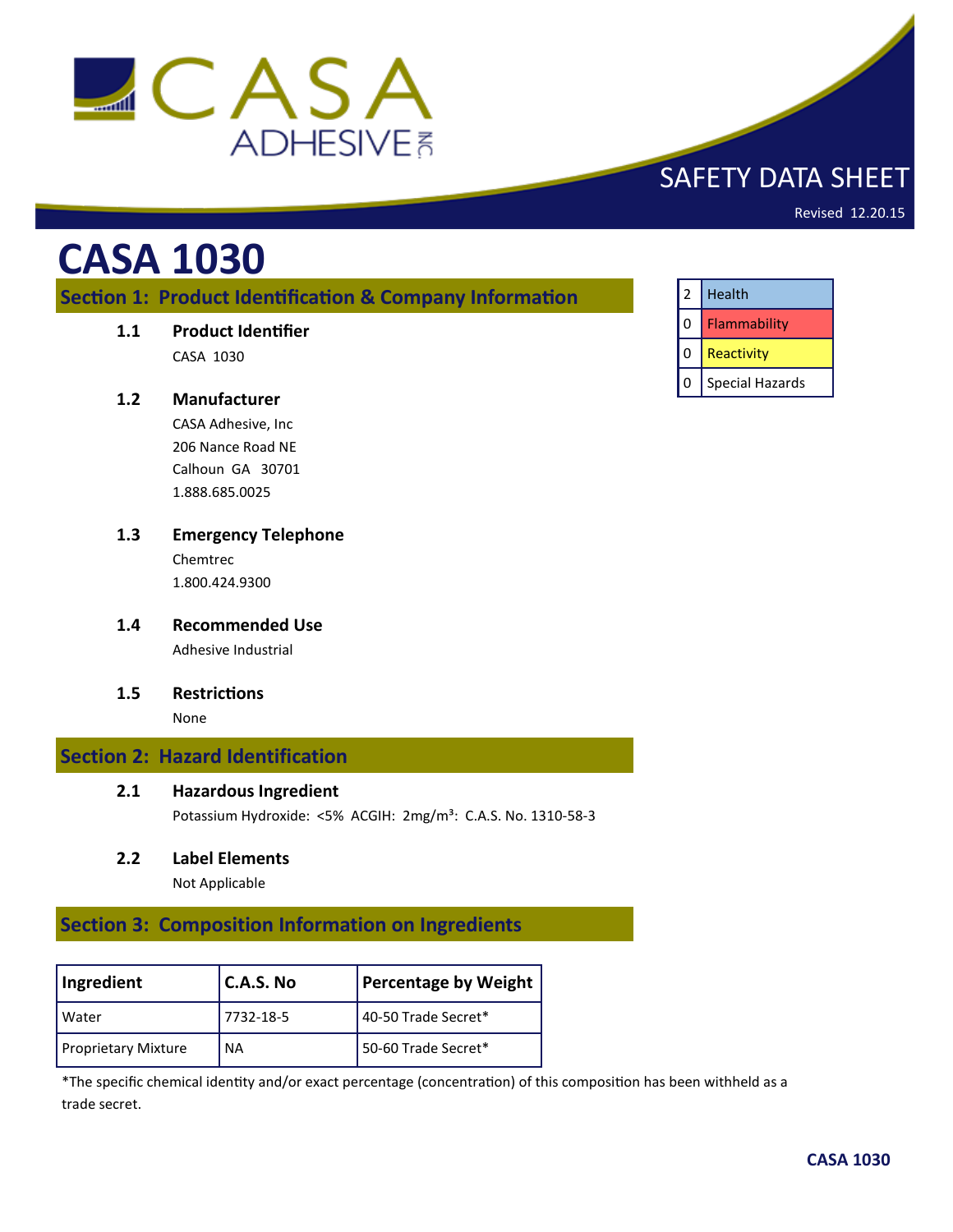CASA ADHESIVE INC.

SAFETY DATA SHEET

Revised 12.20.15

# CASA 1030

| 2 | Health |
|---|---|
| 0 | Flammability |
| 0 | Reactivity |
| 0 | Special Hazards |

## Section 1: Product Identification & Company Information

**1.1 Product Identifier**

CASA 1030

**1.2 Manufacturer**

CASA Adhesive, Inc
206 Nance Road NE
Calhoun GA 30701
1.888.685.0025

**1.3 Emergency Telephone**

Chemtrec
1.800.424.9300

**1.4 Recommended Use**

Adhesive Industrial

**1.5 Restrictions**

None

## Section 2: Hazard Identification

**2.1 Hazardous Ingredient**

Potassium Hydroxide: <5% ACGIH: 2mg/m³: C.A.S. No. 1310-58-3

**2.2 Label Elements**

Not Applicable

## Section 3: Composition Information on Ingredients

| Ingredient | C.A.S. No | Percentage by Weight |
|---|---|---|
| Water | 7732-18-5 | 40-50 Trade Secret* |
| Proprietary Mixture | NA | 50-60 Trade Secret* |

*The specific chemical identity and/or exact percentage (concentration) of this composition has been withheld as a trade secret.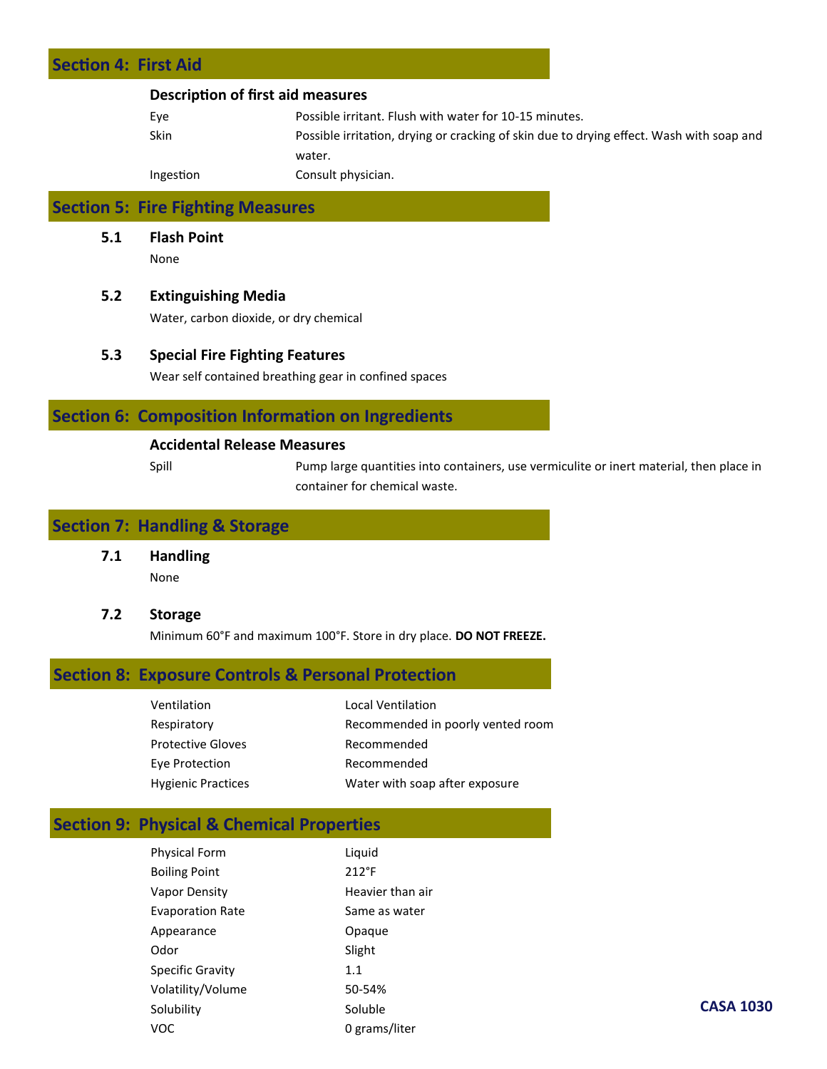## Section 4: First Aid

### Description of first aid measures

| | |
|---|---|
| Eye | Possible irritant. Flush with water for 10-15 minutes. |
| Skin | Possible irritation, drying or cracking of skin due to drying effect. Wash with soap and water. |
| Ingestion | Consult physician. |

## Section 5: Fire Fighting Measures

### 5.1 Flash Point

None

### 5.2 Extinguishing Media

Water, carbon dioxide, or dry chemical

### 5.3 Special Fire Fighting Features

Wear self contained breathing gear in confined spaces

## Section 6: Composition Information on Ingredients

### Accidental Release Measures

| | |
|---|---|
| Spill | Pump large quantities into containers, use vermiculite or inert material, then place in container for chemical waste. |

## Section 7: Handling & Storage

### 7.1 Handling

None

### 7.2 Storage

Minimum 60°F and maximum 100°F. Store in dry place. **DO NOT FREEZE.**

## Section 8: Exposure Controls & Personal Protection

| | |
|---|---|
| Ventilation | Local Ventilation |
| Respiratory | Recommended in poorly vented room |
| Protective Gloves | Recommended |
| Eye Protection | Recommended |
| Hygienic Practices | Water with soap after exposure |

## Section 9: Physical & Chemical Properties

| | |
|---|---|
| Physical Form | Liquid |
| Boiling Point | 212°F |
| Vapor Density | Heavier than air |
| Evaporation Rate | Same as water |
| Appearance | Opaque |
| Odor | Slight |
| Specific Gravity | 1.1 |
| Volatility/Volume | 50-54% |
| Solubility | Soluble |
| VOC | 0 grams/liter |

**CASA 1030**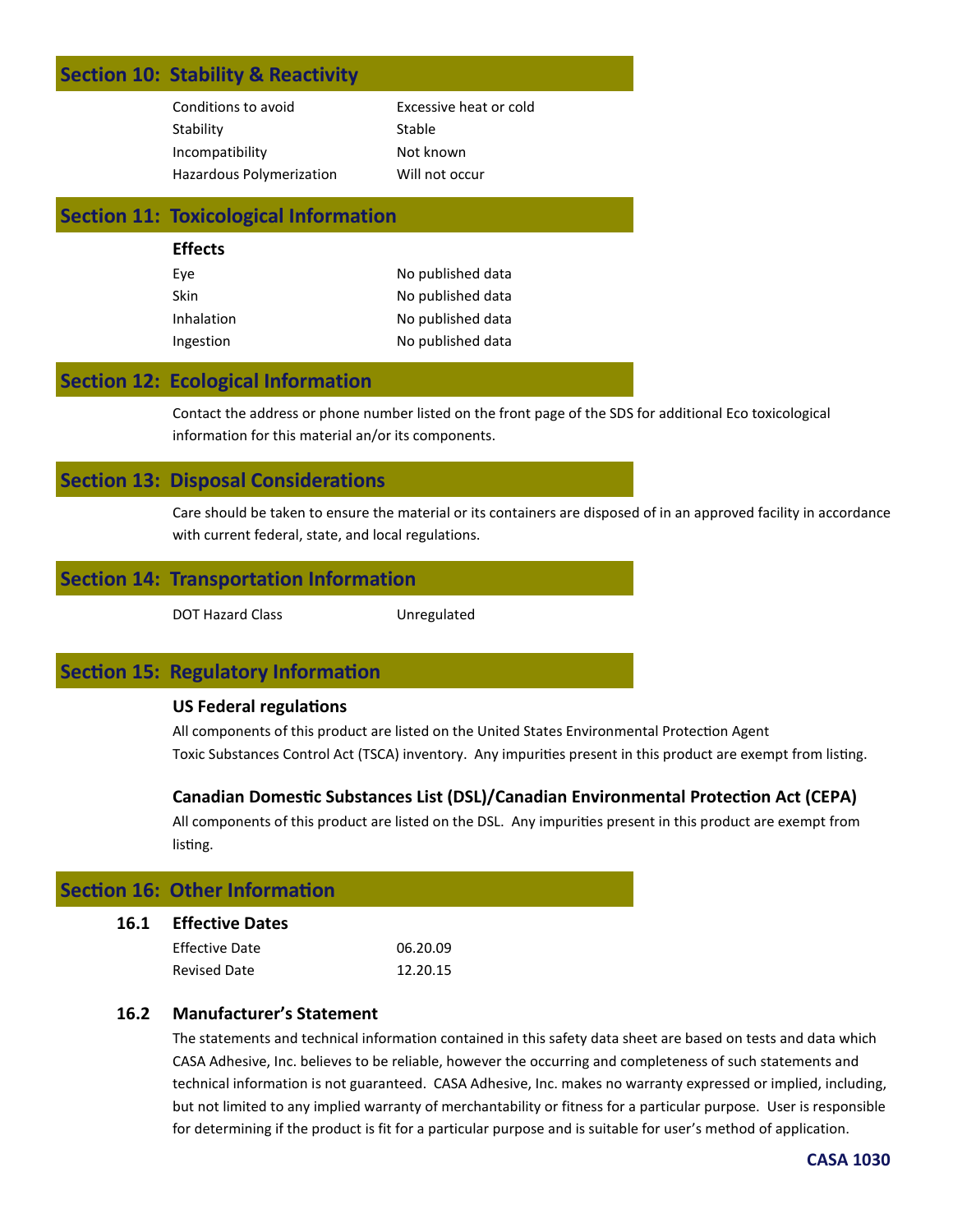## Section 10: Stability & Reactivity

| | |
|---|---|
| Conditions to avoid | Excessive heat or cold |
| Stability | Stable |
| Incompatibility | Not known |
| Hazardous Polymerization | Will not occur |

## Section 11: Toxicological Information

**Effects**

| | |
|---|---|
| Eye | No published data |
| Skin | No published data |
| Inhalation | No published data |
| Ingestion | No published data |

## Section 12: Ecological Information

Contact the address or phone number listed on the front page of the SDS for additional Eco toxicological information for this material an/or its components.

## Section 13: Disposal Considerations

Care should be taken to ensure the material or its containers are disposed of in an approved facility in accordance with current federal, state, and local regulations.

## Section 14: Transportation Information

| | |
|---|---|
| DOT Hazard Class | Unregulated |

## Section 15: Regulatory Information

**US Federal regulations**

All components of this product are listed on the United States Environmental Protection Agent Toxic Substances Control Act (TSCA) inventory. Any impurities present in this product are exempt from listing.

**Canadian Domestic Substances List (DSL)/Canadian Environmental Protection Act (CEPA)**

All components of this product are listed on the DSL. Any impurities present in this product are exempt from listing.

## Section 16: Other Information

### 16.1 Effective Dates

| | |
|---|---|
| Effective Date | 06.20.09 |
| Revised Date | 12.20.15 |

### 16.2 Manufacturer's Statement

The statements and technical information contained in this safety data sheet are based on tests and data which CASA Adhesive, Inc. believes to be reliable, however the occurring and completeness of such statements and technical information is not guaranteed. CASA Adhesive, Inc. makes no warranty expressed or implied, including, but not limited to any implied warranty of merchantability or fitness for a particular purpose. User is responsible for determining if the product is fit for a particular purpose and is suitable for user's method of application.

**CASA 1030**